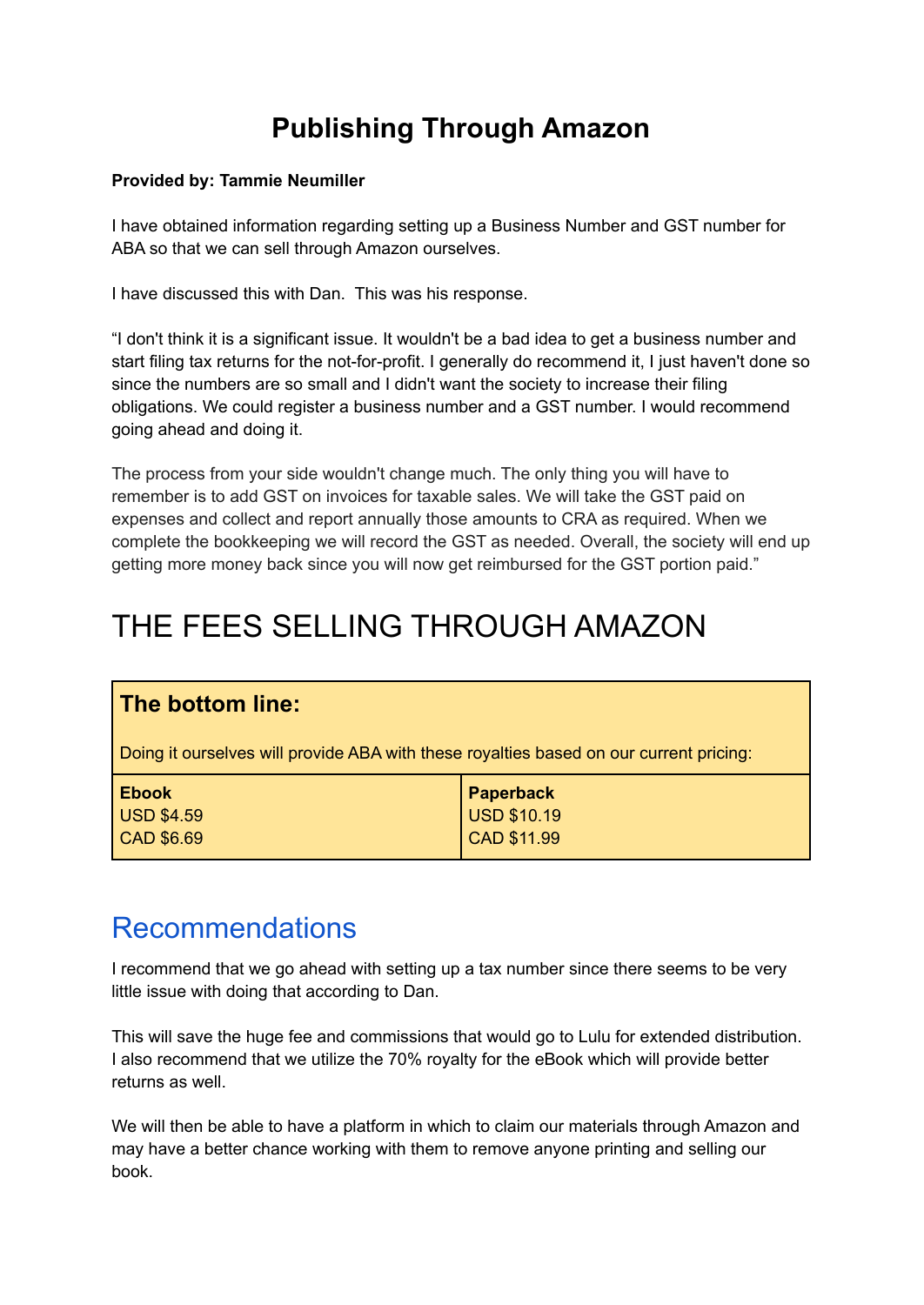# Publishing Through Amazon

**Provided by: Tammie Neumiller**

I have obtained information regarding setting up a Business Number and GST number for ABA so that we can sell through Amazon ourselves.

I have discussed this with Dan. This was his response.

"I don't think it is a significant issue. It wouldn't be a bad idea to get a business number and start filing tax returns for the not-for-profit. I generally do recommend it, I just haven't done so since the numbers are so small and I didn't want the society to increase their filing obligations. We could register a business number and a GST number. I would recommend going ahead and doing it.

The process from your side wouldn't change much. The only thing you will have to remember is to add GST on invoices for taxable sales. We will take the GST paid on expenses and collect and report annually those amounts to CRA as required. When we complete the bookkeeping we will record the GST as needed. Overall, the society will end up getting more money back since you will now get reimbursed for the GST portion paid."

# THE FEES SELLING THROUGH AMAZON

**The bottom line:**

Doing it ourselves will provide ABA with these royalties based on our current pricing:

| **Ebook** | **Paperback** |
|---|---|
| USD $4.59<br>CAD $6.69 | USD $10.19<br>CAD $11.99 |

## Recommendations

I recommend that we go ahead with setting up a tax number since there seems to be very little issue with doing that according to Dan.

This will save the huge fee and commissions that would go to Lulu for extended distribution. I also recommend that we utilize the 70% royalty for the eBook which will provide better returns as well.

We will then be able to have a platform in which to claim our materials through Amazon and may have a better chance working with them to remove anyone printing and selling our book.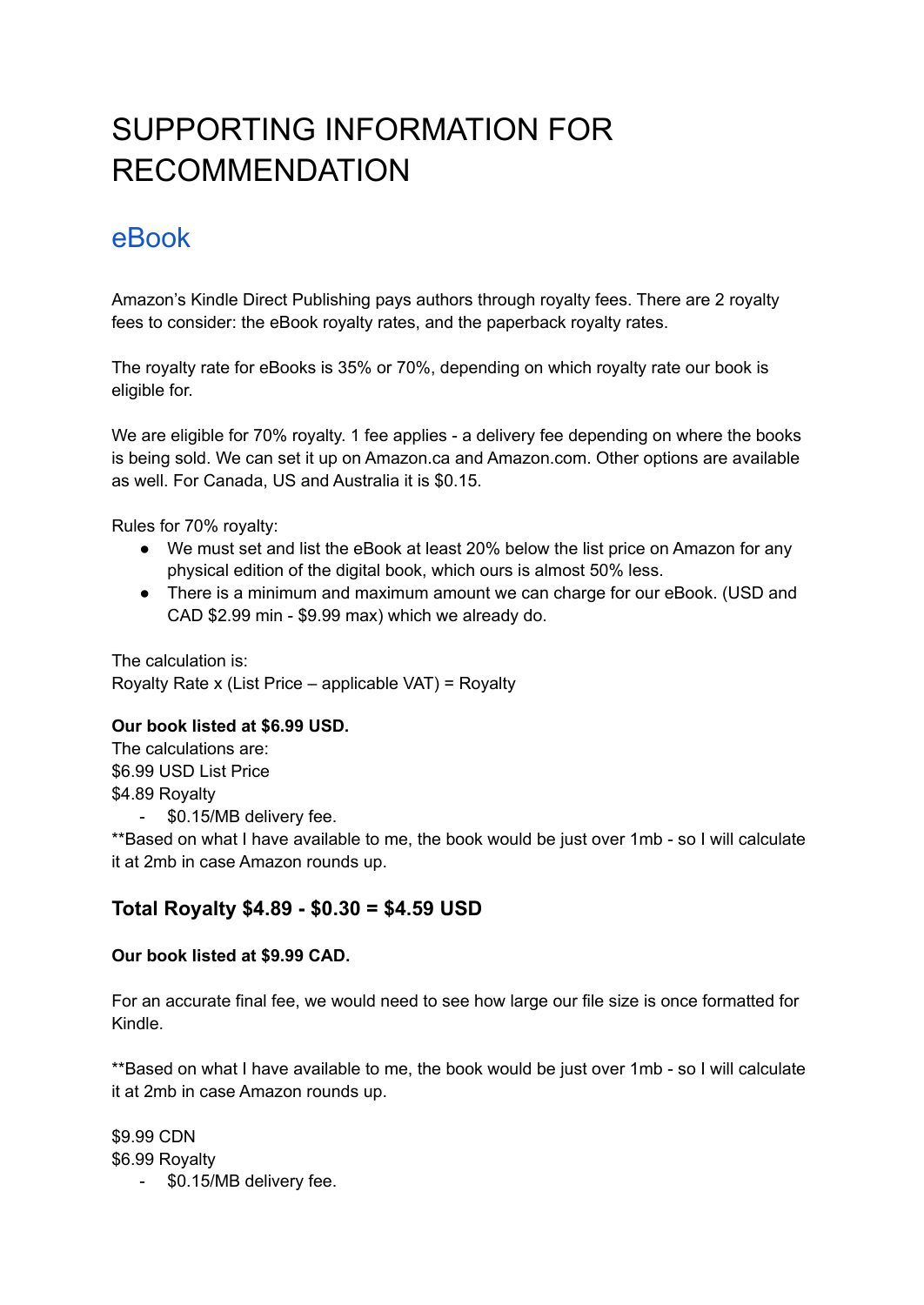# SUPPORTING INFORMATION FOR RECOMMENDATION

## eBook

Amazon's Kindle Direct Publishing pays authors through royalty fees. There are 2 royalty fees to consider: the eBook royalty rates, and the paperback royalty rates.

The royalty rate for eBooks is 35% or 70%, depending on which royalty rate our book is eligible for.

We are eligible for 70% royalty. 1 fee applies - a delivery fee depending on where the books is being sold. We can set it up on Amazon.ca and Amazon.com. Other options are available as well. For Canada, US and Australia it is $0.15.

Rules for 70% royalty:

- We must set and list the eBook at least 20% below the list price on Amazon for any physical edition of the digital book, which ours is almost 50% less.
- There is a minimum and maximum amount we can charge for our eBook. (USD and CAD $2.99 min - $9.99 max) which we already do.

The calculation is:
Royalty Rate x (List Price – applicable VAT) = Royalty

**Our book listed at $6.99 USD.**
The calculations are:
$6.99 USD List Price
$4.89 Royalty

- $0.15/MB delivery fee.

**Based on what I have available to me, the book would be just over 1mb - so I will calculate it at 2mb in case Amazon rounds up.

### Total Royalty $4.89 - $0.30 = $4.59 USD

**Our book listed at $9.99 CAD.**

For an accurate final fee, we would need to see how large our file size is once formatted for Kindle.

**Based on what I have available to me, the book would be just over 1mb - so I will calculate it at 2mb in case Amazon rounds up.

$9.99 CDN
$6.99 Royalty

- $0.15/MB delivery fee.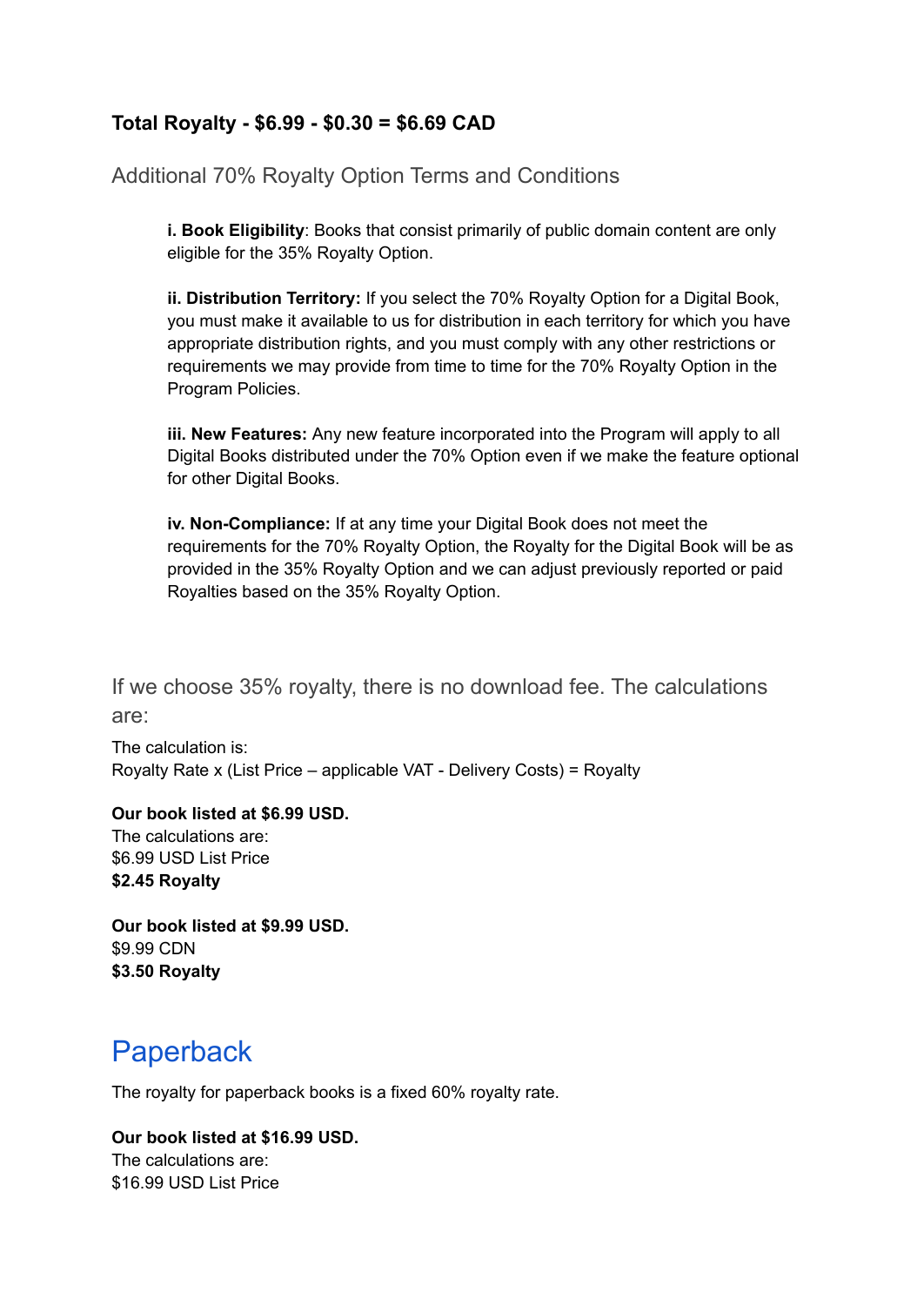**Total Royalty - \$6.99 - \$0.30 = \$6.69 CAD**

## Additional 70% Royalty Option Terms and Conditions

> **i. Book Eligibility**: Books that consist primarily of public domain content are only eligible for the 35% Royalty Option.
>
> **ii. Distribution Territory:** If you select the 70% Royalty Option for a Digital Book, you must make it available to us for distribution in each territory for which you have appropriate distribution rights, and you must comply with any other restrictions or requirements we may provide from time to time for the 70% Royalty Option in the Program Policies.
>
> **iii. New Features:** Any new feature incorporated into the Program will apply to all Digital Books distributed under the 70% Option even if we make the feature optional for other Digital Books.
>
> **iv. Non-Compliance:** If at any time your Digital Book does not meet the requirements for the 70% Royalty Option, the Royalty for the Digital Book will be as provided in the 35% Royalty Option and we can adjust previously reported or paid Royalties based on the 35% Royalty Option.

## If we choose 35% royalty, there is no download fee. The calculations are:

The calculation is:
Royalty Rate x (List Price – applicable VAT - Delivery Costs) = Royalty

**Our book listed at \$6.99 USD.**
The calculations are:
\$6.99 USD List Price
**\$2.45 Royalty**

**Our book listed at \$9.99 USD.**
\$9.99 CDN
**\$3.50 Royalty**

# Paperback

The royalty for paperback books is a fixed 60% royalty rate.

**Our book listed at \$16.99 USD.**
The calculations are:
\$16.99 USD List Price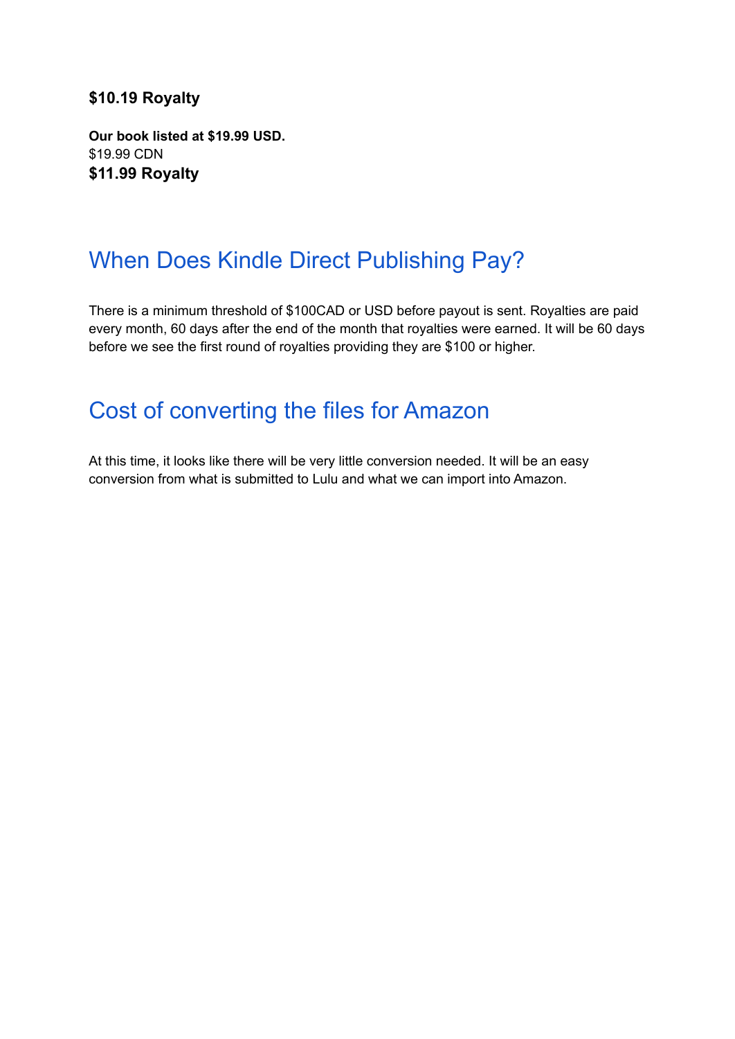**$10.19 Royalty**

**Our book listed at $19.99 USD.**
$19.99 CDN
**$11.99 Royalty**

## When Does Kindle Direct Publishing Pay?

There is a minimum threshold of $100CAD or USD before payout is sent. Royalties are paid every month, 60 days after the end of the month that royalties were earned. It will be 60 days before we see the first round of royalties providing they are $100 or higher.

## Cost of converting the files for Amazon

At this time, it looks like there will be very little conversion needed. It will be an easy conversion from what is submitted to Lulu and what we can import into Amazon.